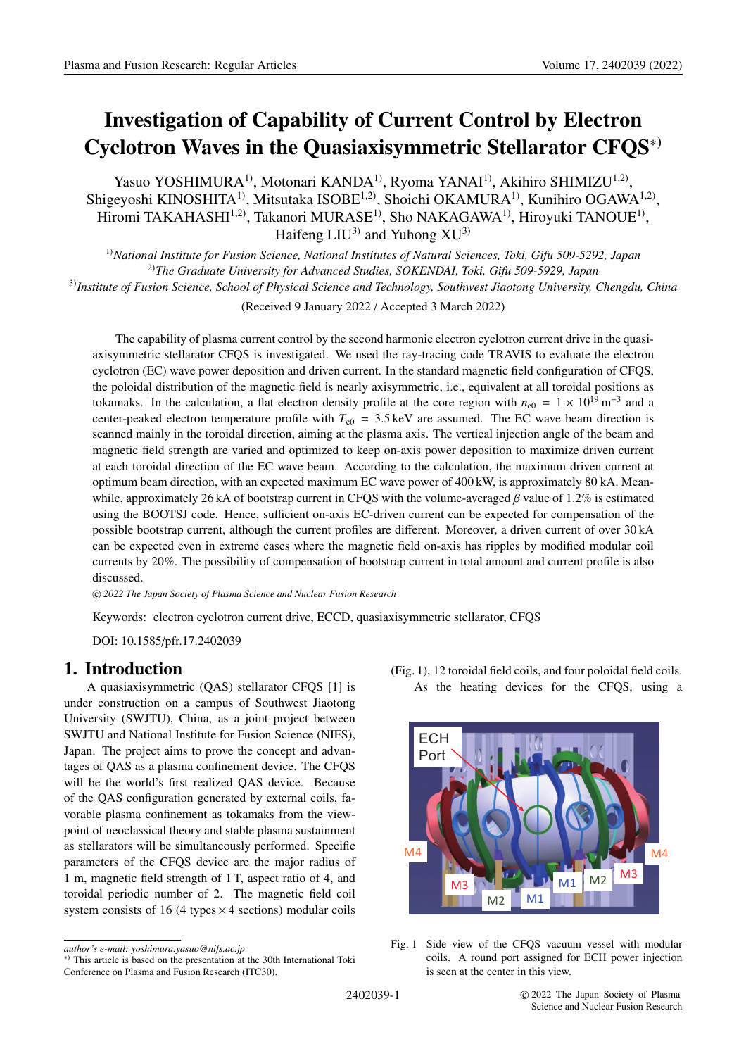# Investigation of Capability of Current Control by Electron Cyclotron Waves in the Quasiaxisymmetric Stellarator CFQS*)

Yasuo YOSHIMURA[1)], Motonari KANDA[1)], Ryoma YANAI[1)], Akihiro SHIMIZU[1,2)], Shigeyoshi KINOSHITA[1)], Mitsutaka ISOBE[1,2)], Shoichi OKAMURA[1)], Kunihiro OGAWA[1,2)], Hiromi TAKAHASHI[1,2)], Takanori MURASE[1)], Sho NAKAGAWA[1)], Hiroyuki TANOUE[1)], Haifeng LIU[3)] and Yuhong XU[3)]

[1)]*National Institute for Fusion Science, National Institutes of Natural Sciences, Toki, Gifu 509-5292, Japan*
[2)]*The Graduate University for Advanced Studies, SOKENDAI, Toki, Gifu 509-5929, Japan*
[3)]*Institute of Fusion Science, School of Physical Science and Technology, Southwest Jiaotong University, Chengdu, China*

(Received 9 January 2022 / Accepted 3 March 2022)

The capability of plasma current control by the second harmonic electron cyclotron current drive in the quasiaxisymmetric stellarator CFQS is investigated. We used the ray-tracing code TRAVIS to evaluate the electron cyclotron (EC) wave power deposition and driven current. In the standard magnetic field configuration of CFQS, the poloidal distribution of the magnetic field is nearly axisymmetric, i.e., equivalent at all toroidal positions as tokamaks. In the calculation, a flat electron density profile at the core region with $n_{e0} = 1 \times 10^{19}\,\mathrm{m}^{-3}$ and a center-peaked electron temperature profile with $T_{e0} = 3.5\,\mathrm{keV}$ are assumed. The EC wave beam direction is scanned mainly in the toroidal direction, aiming at the plasma axis. The vertical injection angle of the beam and magnetic field strength are varied and optimized to keep on-axis power deposition to maximize driven current at each toroidal direction of the EC wave beam. According to the calculation, the maximum driven current at optimum beam direction, with an expected maximum EC wave power of 400 kW, is approximately 80 kA. Meanwhile, approximately 26 kA of bootstrap current in CFQS with the volume-averaged $\beta$ value of 1.2% is estimated using the BOOTSJ code. Hence, sufficient on-axis EC-driven current can be expected for compensation of the possible bootstrap current, although the current profiles are different. Moreover, a driven current of over 30 kA can be expected even in extreme cases where the magnetic field on-axis has ripples by modified modular coil currents by 20%. The possibility of compensation of bootstrap current in total amount and current profile is also discussed.

© 2022 The Japan Society of Plasma Science and Nuclear Fusion Research

Keywords: electron cyclotron current drive, ECCD, quasiaxisymmetric stellarator, CFQS

DOI: 10.1585/pfr.17.2402039

## 1. Introduction

A quasiaxisymmetric (QAS) stellarator CFQS [1] is under construction on a campus of Southwest Jiaotong University (SWJTU), China, as a joint project between SWJTU and National Institute for Fusion Science (NIFS), Japan. The project aims to prove the concept and advantages of QAS as a plasma confinement device. The CFQS will be the world's first realized QAS device. Because of the QAS configuration generated by external coils, favorable plasma confinement as tokamaks from the viewpoint of neoclassical theory and stable plasma sustainment as stellarators will be simultaneously performed. Specific parameters of the CFQS device are the major radius of 1 m, magnetic field strength of 1 T, aspect ratio of 4, and toroidal periodic number of 2. The magnetic field coil system consists of 16 (4 types × 4 sections) modular coils (Fig. 1), 12 toroidal field coils, and four poloidal field coils.

As the heating devices for the CFQS, using a

Fig. 1 Side view of the CFQS vacuum vessel with modular coils. A round port assigned for ECH power injection is seen at the center in this view.

*author's e-mail: yoshimura.yasuo@nifs.ac.jp*

*) This article is based on the presentation at the 30th International Toki Conference on Plasma and Fusion Research (ITC30).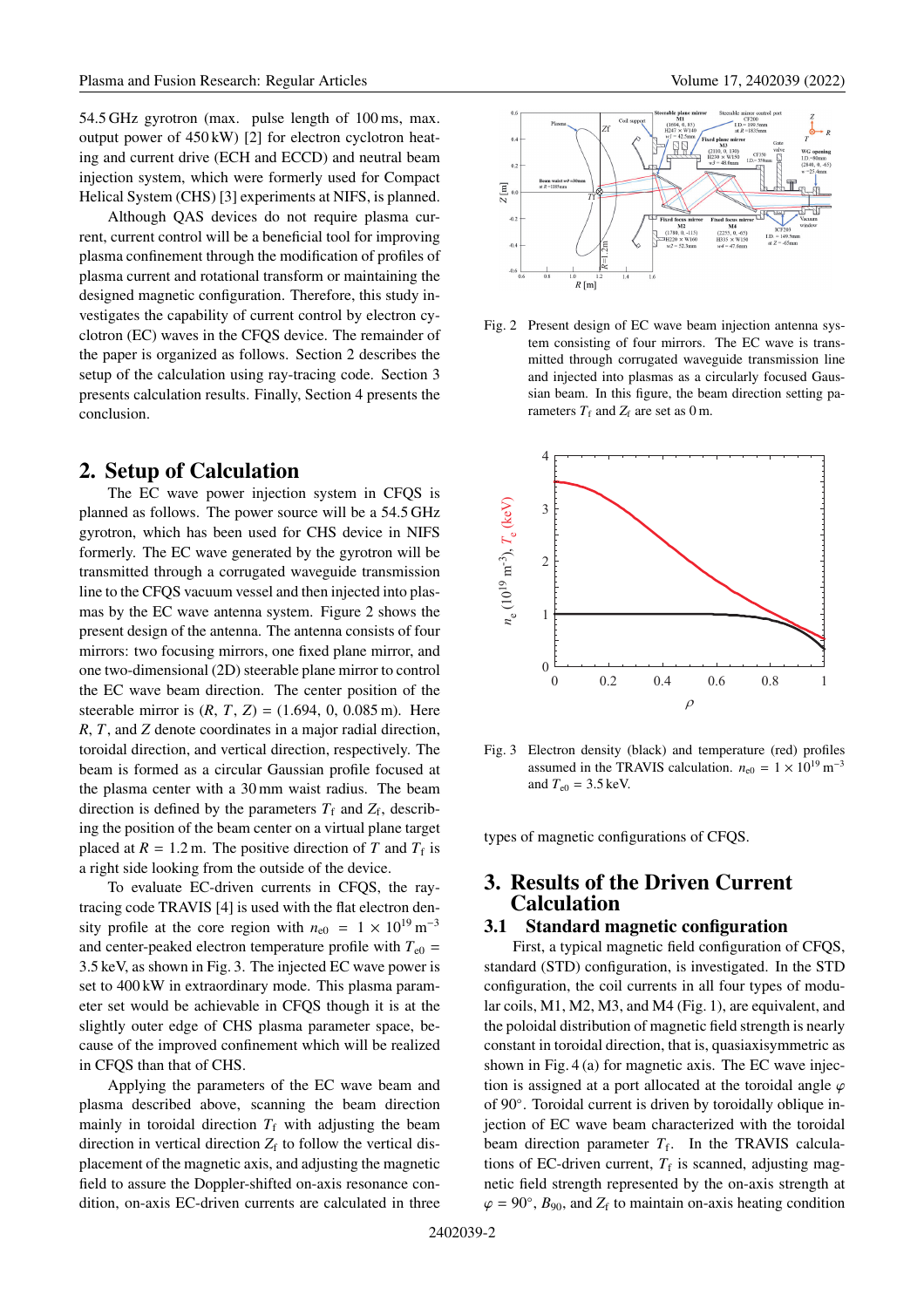54.5 GHz gyrotron (max. pulse length of 100 ms, max. output power of 450 kW) [2] for electron cyclotron heating and current drive (ECH and ECCD) and neutral beam injection system, which were formerly used for Compact Helical System (CHS) [3] experiments at NIFS, is planned.

Although QAS devices do not require plasma current, current control will be a beneficial tool for improving plasma confinement through the modification of profiles of plasma current and rotational transform or maintaining the designed magnetic configuration. Therefore, this study investigates the capability of current control by electron cyclotron (EC) waves in the CFQS device. The remainder of the paper is organized as follows. Section 2 describes the setup of the calculation using ray-tracing code. Section 3 presents calculation results. Finally, Section 4 presents the conclusion.

## 2. Setup of Calculation

The EC wave power injection system in CFQS is planned as follows. The power source will be a 54.5 GHz gyrotron, which has been used for CHS device in NIFS formerly. The EC wave generated by the gyrotron will be transmitted through a corrugated waveguide transmission line to the CFQS vacuum vessel and then injected into plasmas by the EC wave antenna system. Figure 2 shows the present design of the antenna. The antenna consists of four mirrors: two focusing mirrors, one fixed plane mirror, and one two-dimensional (2D) steerable plane mirror to control the EC wave beam direction. The center position of the steerable mirror is $(R, T, Z) = (1.694, 0, 0.085\,\mathrm{m})$. Here $R$, $T$, and $Z$ denote coordinates in a major radial direction, toroidal direction, and vertical direction, respectively. The beam is formed as a circular Gaussian profile focused at the plasma center with a 30 mm waist radius. The beam direction is defined by the parameters $T_\mathrm{f}$ and $Z_\mathrm{f}$, describing the position of the beam center on a virtual plane target placed at $R = 1.2\,\mathrm{m}$. The positive direction of $T$ and $T_\mathrm{f}$ is a right side looking from the outside of the device.

To evaluate EC-driven currents in CFQS, the ray-tracing code TRAVIS [4] is used with the flat electron density profile at the core region with $n_{e0} = 1 \times 10^{19}\,\mathrm{m}^{-3}$ and center-peaked electron temperature profile with $T_{e0} = 3.5\,\mathrm{keV}$, as shown in Fig. 3. The injected EC wave power is set to 400 kW in extraordinary mode. This plasma parameter set would be achievable in CFQS though it is at the slightly outer edge of CHS plasma parameter space, because of the improved confinement which will be realized in CFQS than that of CHS.

Applying the parameters of the EC wave beam and plasma described above, scanning the beam direction mainly in toroidal direction $T_\mathrm{f}$ with adjusting the beam direction in vertical direction $Z_\mathrm{f}$ to follow the vertical displacement of the magnetic axis, and adjusting the magnetic field to assure the Doppler-shifted on-axis resonance condition, on-axis EC-driven currents are calculated in three types of magnetic configurations of CFQS.

Fig. 2 Present design of EC wave beam injection antenna system consisting of four mirrors. The EC wave is transmitted through corrugated waveguide transmission line and injected into plasmas as a circularly focused Gaussian beam. In this figure, the beam direction setting parameters $T_\mathrm{f}$ and $Z_\mathrm{f}$ are set as 0 m.

Fig. 3 Electron density (black) and temperature (red) profiles assumed in the TRAVIS calculation. $n_{e0} = 1 \times 10^{19}\,\mathrm{m}^{-3}$ and $T_{e0} = 3.5\,\mathrm{keV}$.

## 3. Results of the Driven Current Calculation

### 3.1 Standard magnetic configuration

First, a typical magnetic field configuration of CFQS, standard (STD) configuration, is investigated. In the STD configuration, the coil currents in all four types of modular coils, M1, M2, M3, and M4 (Fig. 1), are equivalent, and the poloidal distribution of magnetic field strength is nearly constant in toroidal direction, that is, quasiaxisymmetric as shown in Fig. 4 (a) for magnetic axis. The EC wave injection is assigned at a port allocated at the toroidal angle $\varphi$ of 90°. Toroidal current is driven by toroidally oblique injection of EC wave beam characterized with the toroidal beam direction parameter $T_\mathrm{f}$. In the TRAVIS calculations of EC-driven current, $T_\mathrm{f}$ is scanned, adjusting magnetic field strength represented by the on-axis strength at $\varphi = 90°$, $B_{90}$, and $Z_\mathrm{f}$ to maintain on-axis heating condition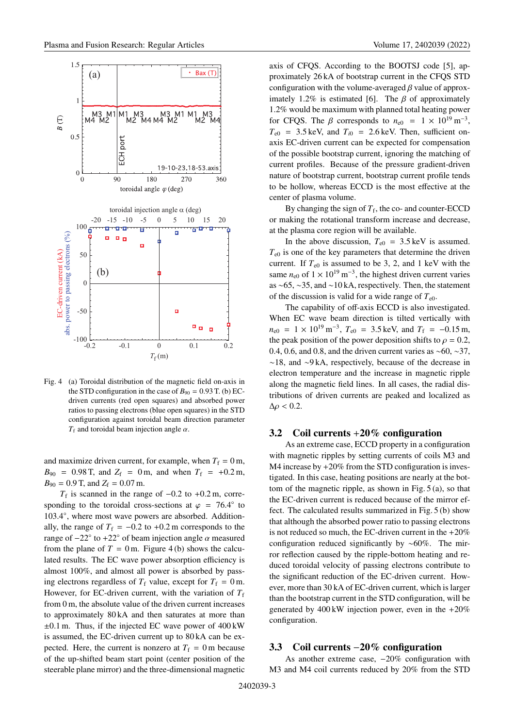Fig. 4 (a) Toroidal distribution of the magnetic field on-axis in the STD configuration in the case of $B_{90} = 0.93$ T. (b) EC-driven currents (red open squares) and absorbed power ratios to passing electrons (blue open squares) in the STD configuration against toroidal beam direction parameter $T_f$ and toroidal beam injection angle $\alpha$.

and maximize driven current, for example, when $T_f = 0$ m, $B_{90} = 0.98$ T, and $Z_f = 0$ m, and when $T_f = +0.2$ m, $B_{90} = 0.9$ T, and $Z_f = 0.07$ m.

$T_f$ is scanned in the range of −0.2 to +0.2 m, corresponding to the toroidal cross-sections at $\varphi = 76.4°$ to 103.4°, where most wave powers are absorbed. Additionally, the range of $T_f = -0.2$ to +0.2 m corresponds to the range of −22° to +22° of beam injection angle $\alpha$ measured from the plane of $T = 0$ m. Figure 4 (b) shows the calculated results. The EC wave power absorption efficiency is almost 100%, and almost all power is absorbed by passing electrons regardless of $T_f$ value, except for $T_f = 0$ m. However, for EC-driven current, with the variation of $T_f$ from 0 m, the absolute value of the driven current increases to approximately 80 kA and then saturates at more than ±0.1 m. Thus, if the injected EC wave power of 400 kW is assumed, the EC-driven current up to 80 kA can be expected. Here, the current is nonzero at $T_f = 0$ m because of the up-shifted beam start point (center position of the steerable plane mirror) and the three-dimensional magnetic axis of CFQS. According to the BOOTSJ code [5], approximately 26 kA of bootstrap current in the CFQS STD configuration with the volume-averaged $\beta$ value of approximately 1.2% is estimated [6]. The $\beta$ of approximately 1.2% would be maximum with planned total heating power for CFQS. The $\beta$ corresponds to $n_{e0} = 1 \times 10^{19}$ m$^{-3}$, $T_{e0} = 3.5$ keV, and $T_{i0} = 2.6$ keV. Then, sufficient on-axis EC-driven current can be expected for compensation of the possible bootstrap current, ignoring the matching of current profiles. Because of the pressure gradient-driven nature of bootstrap current, bootstrap current profile tends to be hollow, whereas ECCD is the most effective at the center of plasma volume.

By changing the sign of $T_f$, the co- and counter-ECCD or making the rotational transform increase and decrease, at the plasma core region will be available.

In the above discussion, $T_{e0} = 3.5$ keV is assumed. $T_{e0}$ is one of the key parameters that determine the driven current. If $T_{e0}$ is assumed to be 3, 2, and 1 keV with the same $n_{e0}$ of $1 \times 10^{19}$ m$^{-3}$, the highest driven current varies as ~65, ~35, and ~10 kA, respectively. Then, the statement of the discussion is valid for a wide range of $T_{e0}$.

The capability of off-axis ECCD is also investigated. When EC wave beam direction is tilted vertically with $n_{e0} = 1 \times 10^{19}$ m$^{-3}$, $T_{e0} = 3.5$ keV, and $T_f = -0.15$ m, the peak position of the power deposition shifts to $\rho = 0.2$, 0.4, 0.6, and 0.8, and the driven current varies as ~60, ~37, ~18, and ~9 kA, respectively, because of the decrease in electron temperature and the increase in magnetic ripple along the magnetic field lines. In all cases, the radial distributions of driven currents are peaked and localized as $\Delta\rho < 0.2$.

## 3.2 Coil currents +20% configuration

As an extreme case, ECCD property in a configuration with magnetic ripples by setting currents of coils M3 and M4 increase by +20% from the STD configuration is investigated. In this case, heating positions are nearly at the bottom of the magnetic ripple, as shown in Fig. 5 (a), so that the EC-driven current is reduced because of the mirror effect. The calculated results summarized in Fig. 5 (b) show that although the absorbed power ratio to passing electrons is not reduced so much, the EC-driven current in the +20% configuration reduced significantly by ~60%. The mirror reflection caused by the ripple-bottom heating and reduced toroidal velocity of passing electrons contribute to the significant reduction of the EC-driven current. However, more than 30 kA of EC-driven current, which is larger than the bootstrap current in the STD configuration, will be generated by 400 kW injection power, even in the +20% configuration.

## 3.3 Coil currents −20% configuration

As another extreme case, −20% configuration with M3 and M4 coil currents reduced by 20% from the STD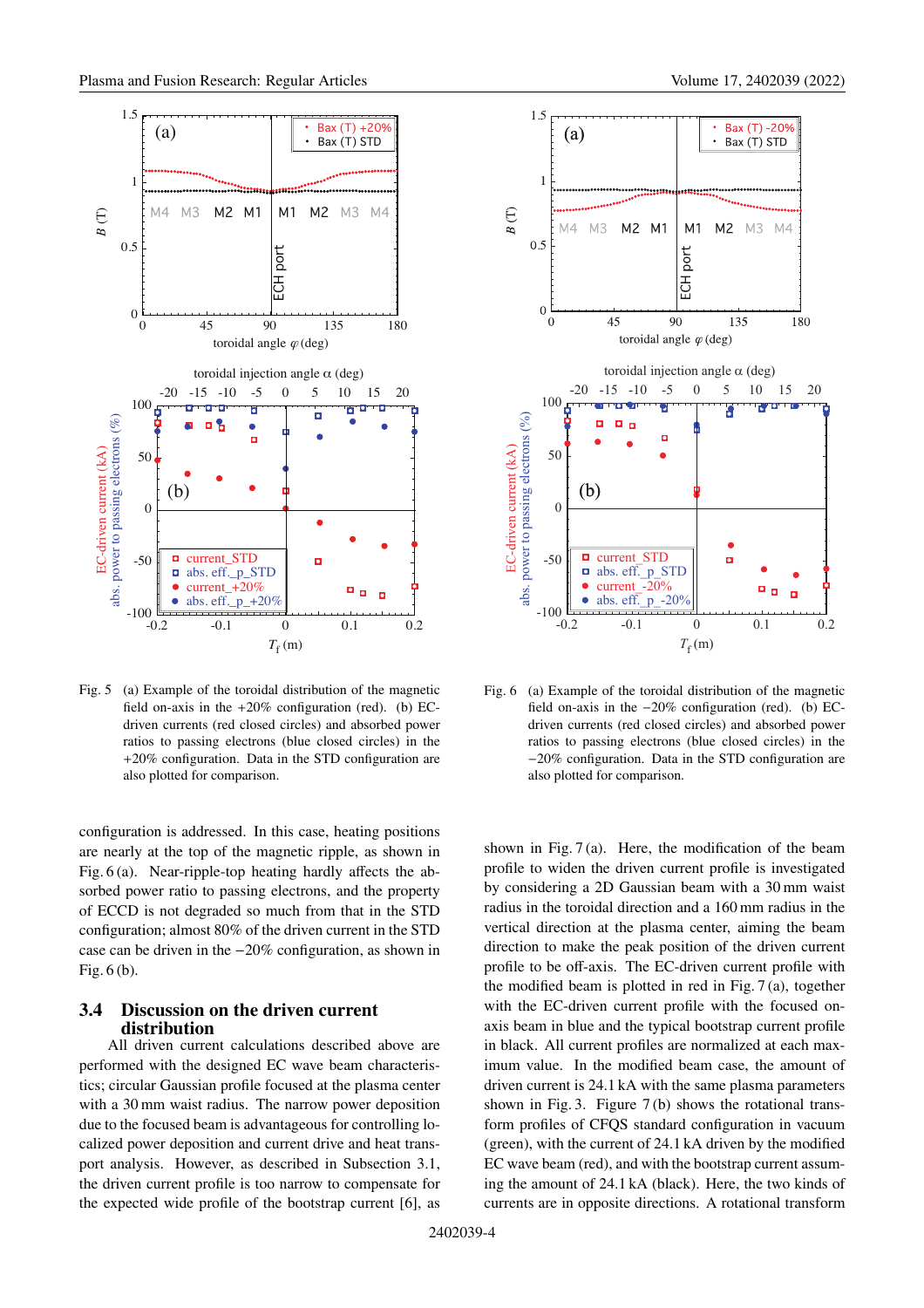Fig. 5 (a) Example of the toroidal distribution of the magnetic field on-axis in the +20% configuration (red). (b) EC-driven currents (red closed circles) and absorbed power ratios to passing electrons (blue closed circles) in the +20% configuration. Data in the STD configuration are also plotted for comparison.

Fig. 6 (a) Example of the toroidal distribution of the magnetic field on-axis in the −20% configuration (red). (b) EC-driven currents (red closed circles) and absorbed power ratios to passing electrons (blue closed circles) in the −20% configuration. Data in the STD configuration are also plotted for comparison.

configuration is addressed. In this case, heating positions are nearly at the top of the magnetic ripple, as shown in Fig. 6 (a). Near-ripple-top heating hardly affects the absorbed power ratio to passing electrons, and the property of ECCD is not degraded so much from that in the STD configuration; almost 80% of the driven current in the STD case can be driven in the −20% configuration, as shown in Fig. 6 (b).

### 3.4 Discussion on the driven current distribution

All driven current calculations described above are performed with the designed EC wave beam characteristics; circular Gaussian profile focused at the plasma center with a 30 mm waist radius. The narrow power deposition due to the focused beam is advantageous for controlling localized power deposition and current drive and heat transport analysis. However, as described in Subsection 3.1, the driven current profile is too narrow to compensate for the expected wide profile of the bootstrap current [6], as shown in Fig. 7 (a). Here, the modification of the beam profile to widen the driven current profile is investigated by considering a 2D Gaussian beam with a 30 mm waist radius in the toroidal direction and a 160 mm radius in the vertical direction at the plasma center, aiming the beam direction to make the peak position of the driven current profile to be off-axis. The EC-driven current profile with the modified beam is plotted in red in Fig. 7 (a), together with the EC-driven current profile with the focused on-axis beam in blue and the typical bootstrap current profile in black. All current profiles are normalized at each maximum value. In the modified beam case, the amount of driven current is 24.1 kA with the same plasma parameters shown in Fig. 3. Figure 7 (b) shows the rotational transform profiles of CFQS standard configuration in vacuum (green), with the current of 24.1 kA driven by the modified EC wave beam (red), and with the bootstrap current assuming the amount of 24.1 kA (black). Here, the two kinds of currents are in opposite directions. A rotational transform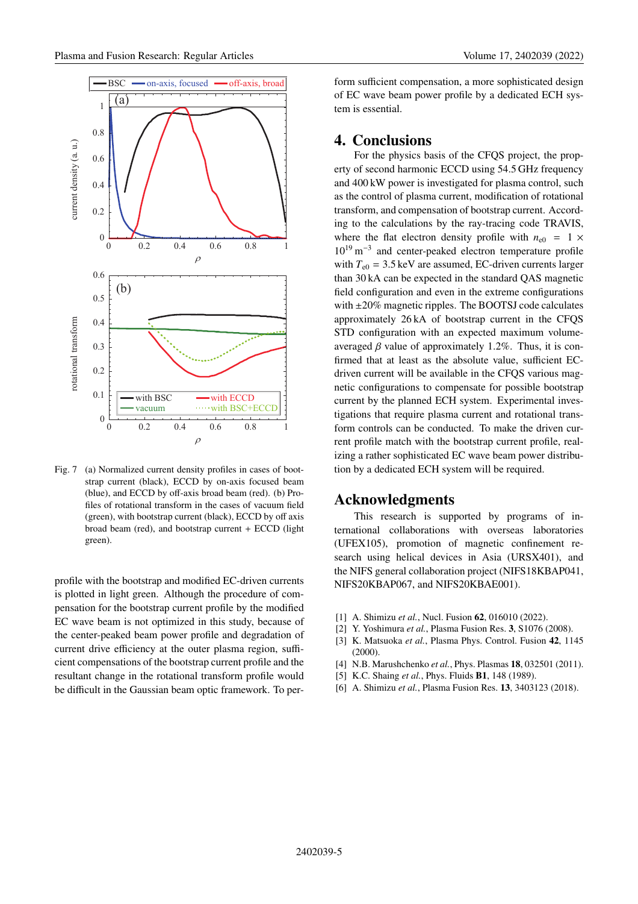BSC
on-axis, focused
off-axis, broad

(a)

current density (a. u.)

1
0.8
0.6
0.4
0.2
0

0 0.2 0.4 0.6 0.8 1

$\rho$

(b)

rotational transform

0.6
0.5
0.4
0.3
0.2
0.1
0

with BSC
vacuum
with ECCD
with BSC+ECCD

0 0.2 0.4 0.6 0.8 1

$\rho$

Fig. 7 (a) Normalized current density profiles in cases of bootstrap current (black), ECCD by on-axis focused beam (blue), and ECCD by off-axis broad beam (red). (b) Profiles of rotational transform in the cases of vacuum field (green), with bootstrap current (black), ECCD by off axis broad beam (red), and bootstrap current + ECCD (light green).

profile with the bootstrap and modified EC-driven currents is plotted in light green. Although the procedure of compensation for the bootstrap current profile by the modified EC wave beam is not optimized in this study, because of the center-peaked beam power profile and degradation of current drive efficiency at the outer plasma region, sufficient compensations of the bootstrap current profile and the resultant change in the rotational transform profile would be difficult in the Gaussian beam optic framework. To perform sufficient compensation, a more sophisticated design of EC wave beam power profile by a dedicated ECH system is essential.

## 4. Conclusions

For the physics basis of the CFQS project, the property of second harmonic ECCD using 54.5 GHz frequency and 400 kW power is investigated for plasma control, such as the control of plasma current, modification of rotational transform, and compensation of bootstrap current. According to the calculations by the ray-tracing code TRAVIS, where the flat electron density profile with $n_{e0} = 1 \times 10^{19}\ \mathrm{m}^{-3}$ and center-peaked electron temperature profile with $T_{e0} = 3.5$ keV are assumed, EC-driven currents larger than 30 kA can be expected in the standard QAS magnetic field configuration and even in the extreme configurations with ±20% magnetic ripples. The BOOTSJ code calculates approximately 26 kA of bootstrap current in the CFQS STD configuration with an expected maximum volume-averaged $\beta$ value of approximately 1.2%. Thus, it is confirmed that at least as the absolute value, sufficient EC-driven current will be available in the CFQS various magnetic configurations to compensate for possible bootstrap current by the planned ECH system. Experimental investigations that require plasma current and rotational transform controls can be conducted. To make the driven current profile match with the bootstrap current profile, realizing a rather sophisticated EC wave beam power distribution by a dedicated ECH system will be required.

## Acknowledgments

This research is supported by programs of international collaborations with overseas laboratories (UFEX105), promotion of magnetic confinement research using helical devices in Asia (URSX401), and the NIFS general collaboration project (NIFS18KBAP041, NIFS20KBAP067, and NIFS20KBAE001).

[1] A. Shimizu *et al.*, Nucl. Fusion **62**, 016010 (2022).
[2] Y. Yoshimura *et al.*, Plasma Fusion Res. **3**, S1076 (2008).
[3] K. Matsuoka *et al.*, Plasma Phys. Control. Fusion **42**, 1145 (2000).
[4] N.B. Marushchenko *et al.*, Phys. Plasmas **18**, 032501 (2011).
[5] K.C. Shaing *et al.*, Phys. Fluids **B1**, 148 (1989).
[6] A. Shimizu *et al.*, Plasma Fusion Res. **13**, 3403123 (2018).